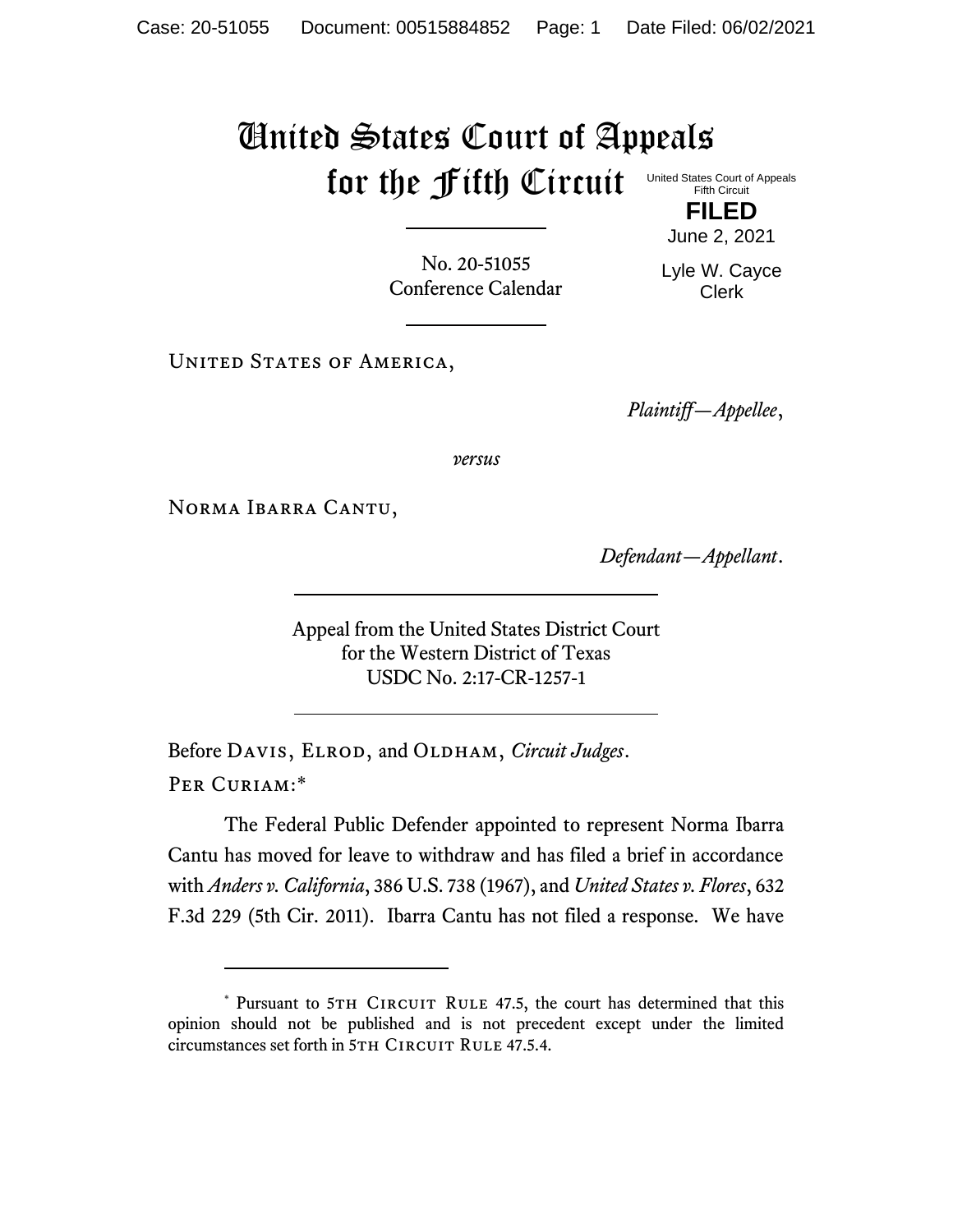# United States Court of Appeals for the Fifth Circuit

United States Court of Appeals
Fifth Circuit

**FILED**

June 2, 2021

Lyle W. Cayce
Clerk

No. 20-51055
Conference Calendar

United States of America,

*Plaintiff—Appellee*,

*versus*

Norma Ibarra Cantu,

*Defendant—Appellant*.

Appeal from the United States District Court
for the Western District of Texas
USDC No. 2:17-CR-1257-1

Before Davis, Elrod, and Oldham, *Circuit Judges*.

Per Curiam:*

The Federal Public Defender appointed to represent Norma Ibarra Cantu has moved for leave to withdraw and has filed a brief in accordance with *Anders v. California*, 386 U.S. 738 (1967), and *United States v. Flores*, 632 F.3d 229 (5th Cir. 2011). Ibarra Cantu has not filed a response. We have

---

* Pursuant to 5th Circuit Rule 47.5, the court has determined that this opinion should not be published and is not precedent except under the limited circumstances set forth in 5th Circuit Rule 47.5.4.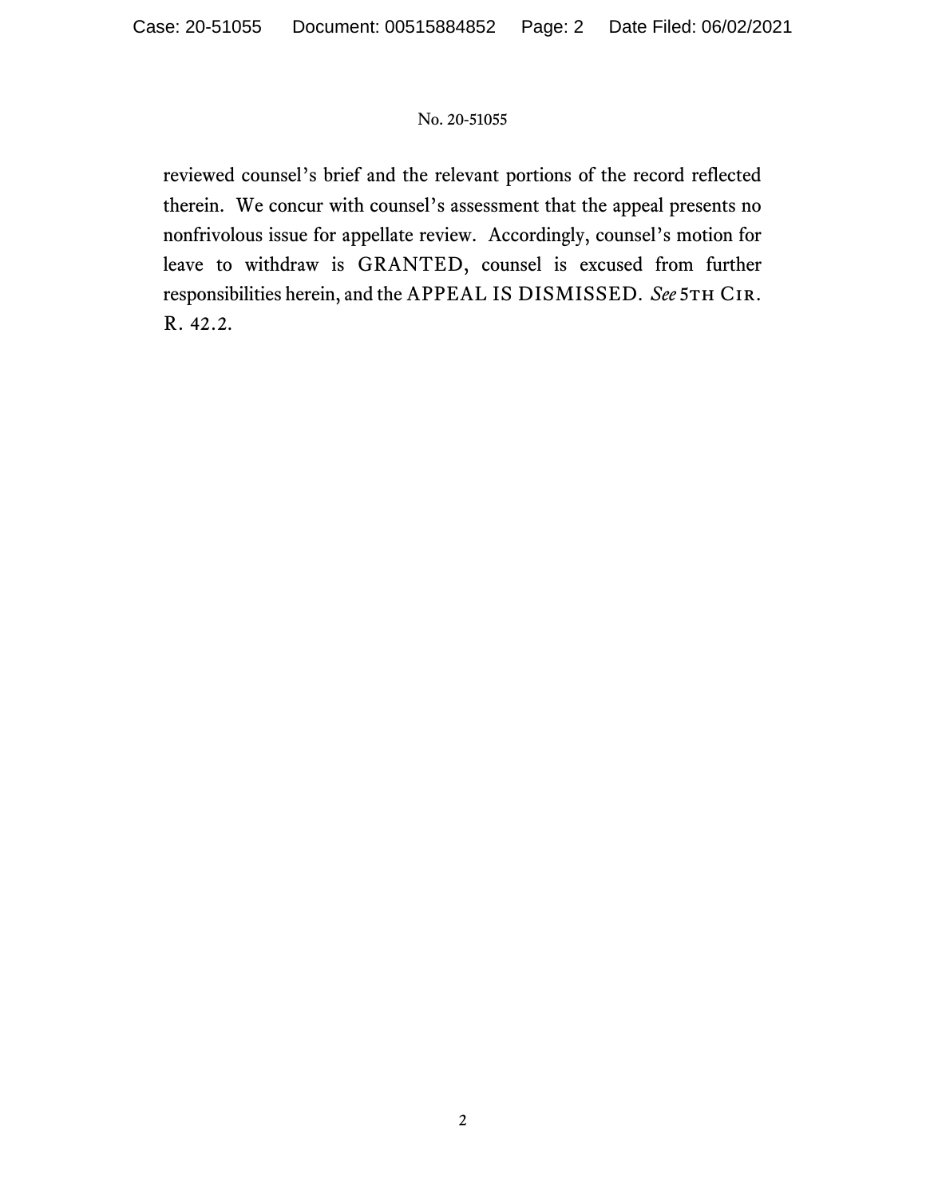reviewed counsel's brief and the relevant portions of the record reflected therein. We concur with counsel's assessment that the appeal presents no nonfrivolous issue for appellate review. Accordingly, counsel's motion for leave to withdraw is GRANTED, counsel is excused from further responsibilities herein, and the APPEAL IS DISMISSED. *See* 5TH CIR. R. 42.2.